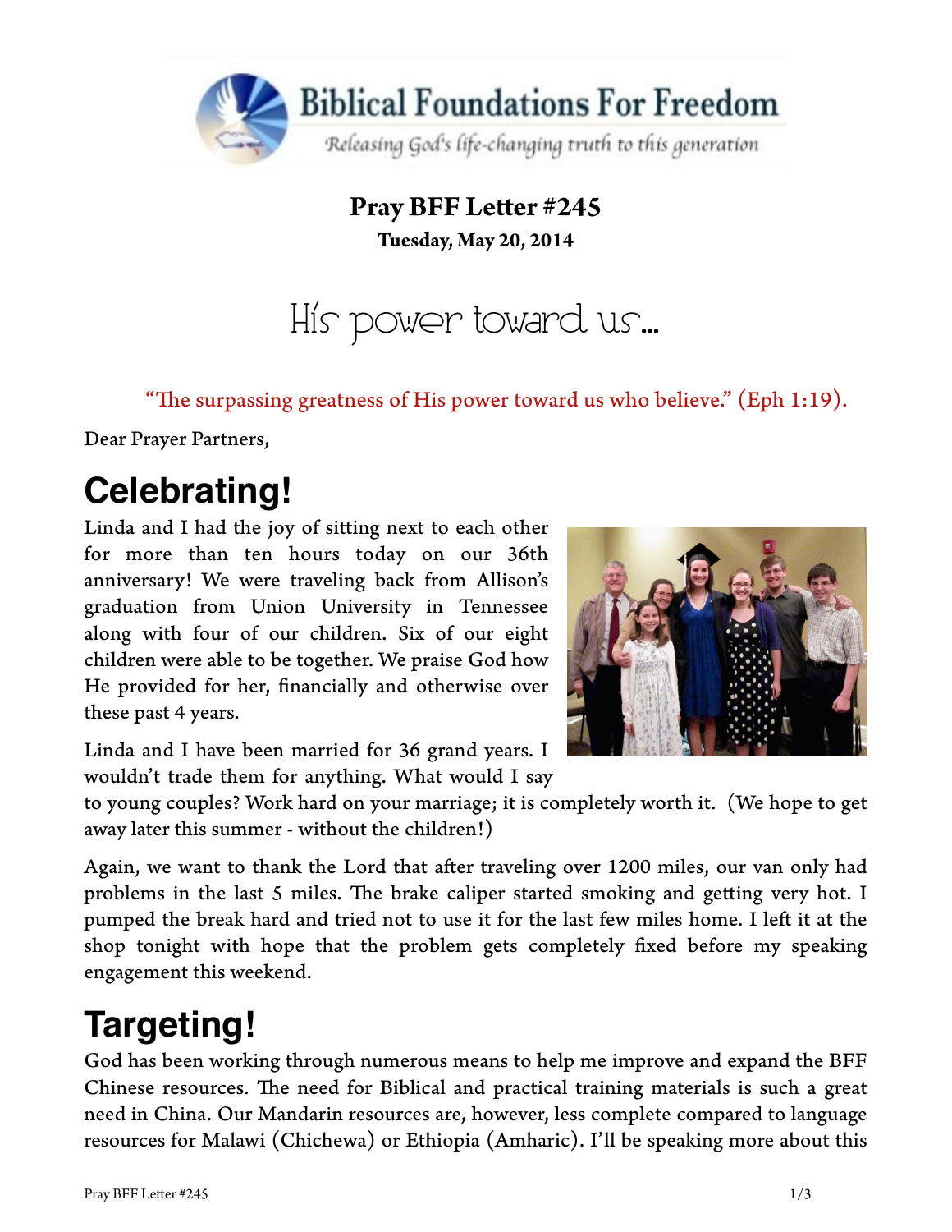**Biblical Foundations For Freedom**

*Releasing God's life-changing truth to this generation*

**Pray BFF Letter #245**

**Tuesday, May 20, 2014**

# His power toward us...

"The surpassing greatness of His power toward us who believe." (Eph 1:19).

Dear Prayer Partners,

## Celebrating!

Linda and I had the joy of sitting next to each other for more than ten hours today on our 36th anniversary! We were traveling back from Allison's graduation from Union University in Tennessee along with four of our children. Six of our eight children were able to be together. We praise God how He provided for her, financially and otherwise over these past 4 years.

Linda and I have been married for 36 grand years. I wouldn't trade them for anything. What would I say to young couples? Work hard on your marriage; it is completely worth it. (We hope to get away later this summer - without the children!)

Again, we want to thank the Lord that after traveling over 1200 miles, our van only had problems in the last 5 miles. The brake caliper started smoking and getting very hot. I pumped the break hard and tried not to use it for the last few miles home. I left it at the shop tonight with hope that the problem gets completely fixed before my speaking engagement this weekend.

## Targeting!

God has been working through numerous means to help me improve and expand the BFF Chinese resources. The need for Biblical and practical training materials is such a great need in China. Our Mandarin resources are, however, less complete compared to language resources for Malawi (Chichewa) or Ethiopia (Amharic). I'll be speaking more about this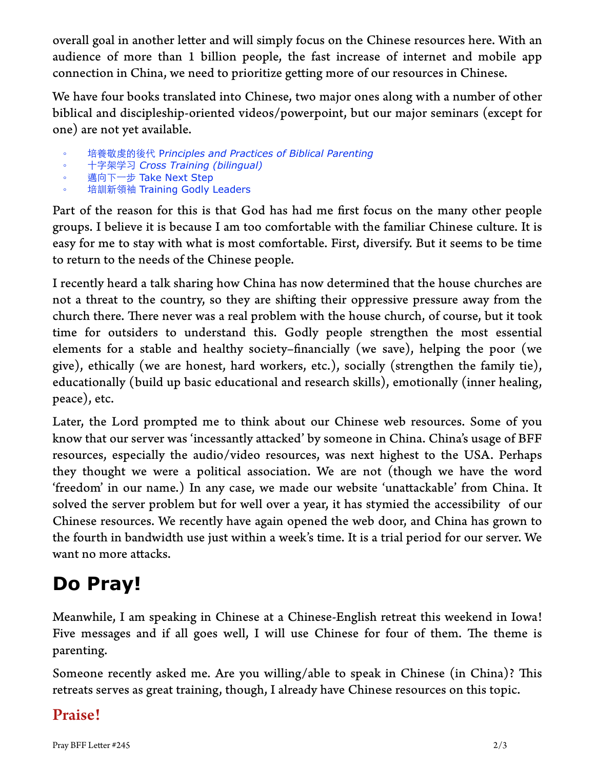overall goal in another letter and will simply focus on the Chinese resources here. With an audience of more than 1 billion people, the fast increase of internet and mobile app connection in China, we need to prioritize getting more of our resources in Chinese.

We have four books translated into Chinese, two major ones along with a number of other biblical and discipleship-oriented videos/powerpoint, but our major seminars (except for one) are not yet available.

- 培養敬虔的後代 *Principles and Practices of Biblical Parenting*
- 十字架学习 *Cross Training (bilingual)*
- 邁向下一步 Take Next Step
- 培訓新領袖 Training Godly Leaders

Part of the reason for this is that God has had me first focus on the many other people groups. I believe it is because I am too comfortable with the familiar Chinese culture. It is easy for me to stay with what is most comfortable. First, diversify. But it seems to be time to return to the needs of the Chinese people.

I recently heard a talk sharing how China has now determined that the house churches are not a threat to the country, so they are shifting their oppressive pressure away from the church there. There never was a real problem with the house church, of course, but it took time for outsiders to understand this. Godly people strengthen the most essential elements for a stable and healthy society–financially (we save), helping the poor (we give), ethically (we are honest, hard workers, etc.), socially (strengthen the family tie), educationally (build up basic educational and research skills), emotionally (inner healing, peace), etc.

Later, the Lord prompted me to think about our Chinese web resources. Some of you know that our server was 'incessantly attacked' by someone in China. China's usage of BFF resources, especially the audio/video resources, was next highest to the USA. Perhaps they thought we were a political association. We are not (though we have the word 'freedom' in our name.) In any case, we made our website 'unattackable' from China. It solved the server problem but for well over a year, it has stymied the accessibility of our Chinese resources. We recently have again opened the web door, and China has grown to the fourth in bandwidth use just within a week's time. It is a trial period for our server. We want no more attacks.

# Do Pray!

Meanwhile, I am speaking in Chinese at a Chinese-English retreat this weekend in Iowa! Five messages and if all goes well, I will use Chinese for four of them. The theme is parenting.

Someone recently asked me. Are you willing/able to speak in Chinese (in China)? This retreats serves as great training, though, I already have Chinese resources on this topic.

## Praise!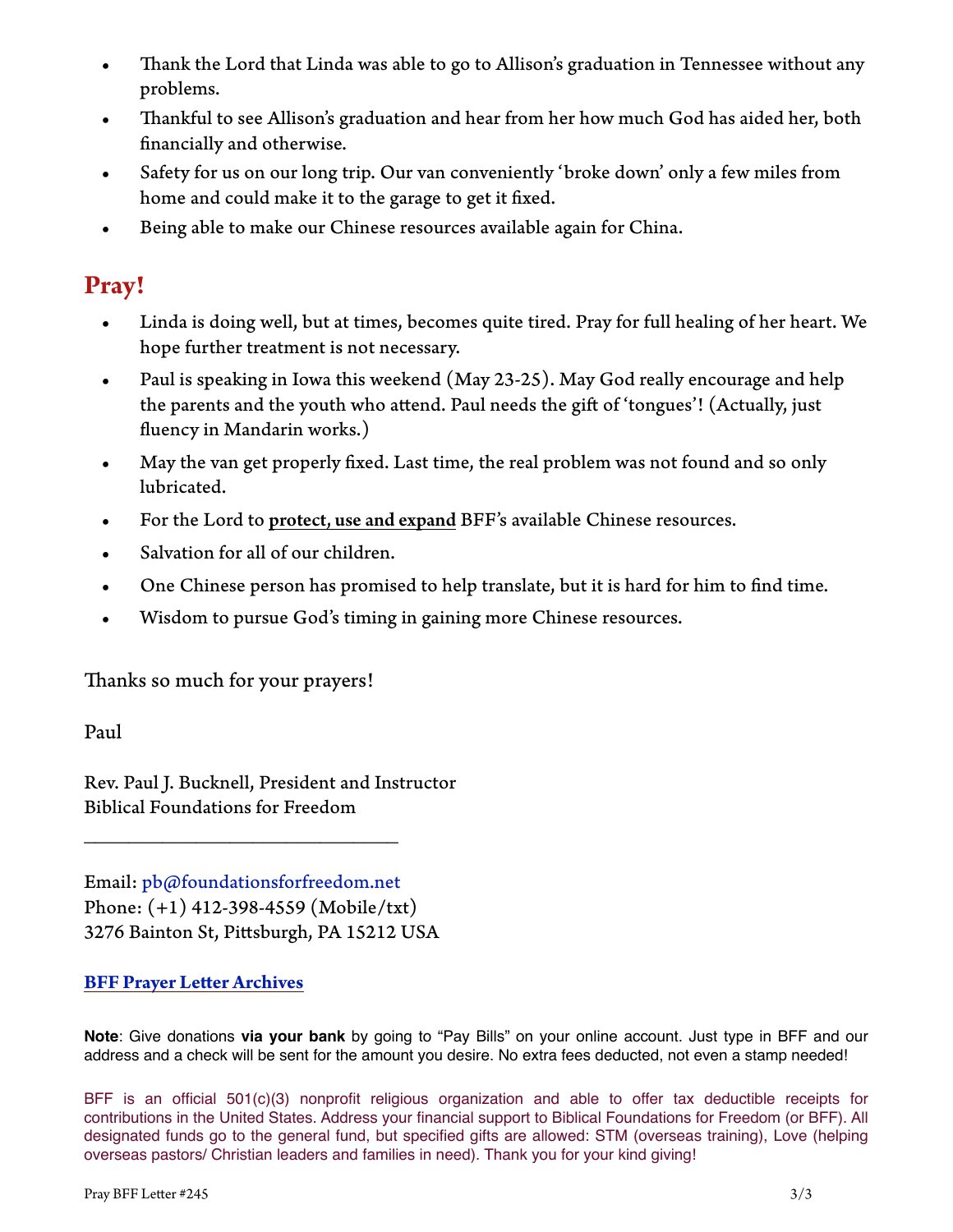- Thank the Lord that Linda was able to go to Allison's graduation in Tennessee without any problems.
- Thankful to see Allison's graduation and hear from her how much God has aided her, both financially and otherwise.
- Safety for us on our long trip. Our van conveniently 'broke down' only a few miles from home and could make it to the garage to get it fixed.
- Being able to make our Chinese resources available again for China.

## Pray!

- Linda is doing well, but at times, becomes quite tired. Pray for full healing of her heart. We hope further treatment is not necessary.
- Paul is speaking in Iowa this weekend (May 23-25). May God really encourage and help the parents and the youth who attend. Paul needs the gift of 'tongues'! (Actually, just fluency in Mandarin works.)
- May the van get properly fixed. Last time, the real problem was not found and so only lubricated.
- For the Lord to **protect, use and expand** BFF's available Chinese resources.
- Salvation for all of our children.
- One Chinese person has promised to help translate, but it is hard for him to find time.
- Wisdom to pursue God's timing in gaining more Chinese resources.

Thanks so much for your prayers!

Paul

Rev. Paul J. Bucknell, President and Instructor
Biblical Foundations for Freedom

---

Email: pb@foundationsforfreedom.net
Phone: (+1) 412-398-4559 (Mobile/txt)
3276 Bainton St, Pittsburgh, PA 15212 USA

**BFF Prayer Letter Archives**

**Note**: Give donations **via your bank** by going to "Pay Bills" on your online account. Just type in BFF and our address and a check will be sent for the amount you desire. No extra fees deducted, not even a stamp needed!

BFF is an official 501(c)(3) nonprofit religious organization and able to offer tax deductible receipts for contributions in the United States. Address your financial support to Biblical Foundations for Freedom (or BFF). All designated funds go to the general fund, but specified gifts are allowed: STM (overseas training), Love (helping overseas pastors/ Christian leaders and families in need). Thank you for your kind giving!